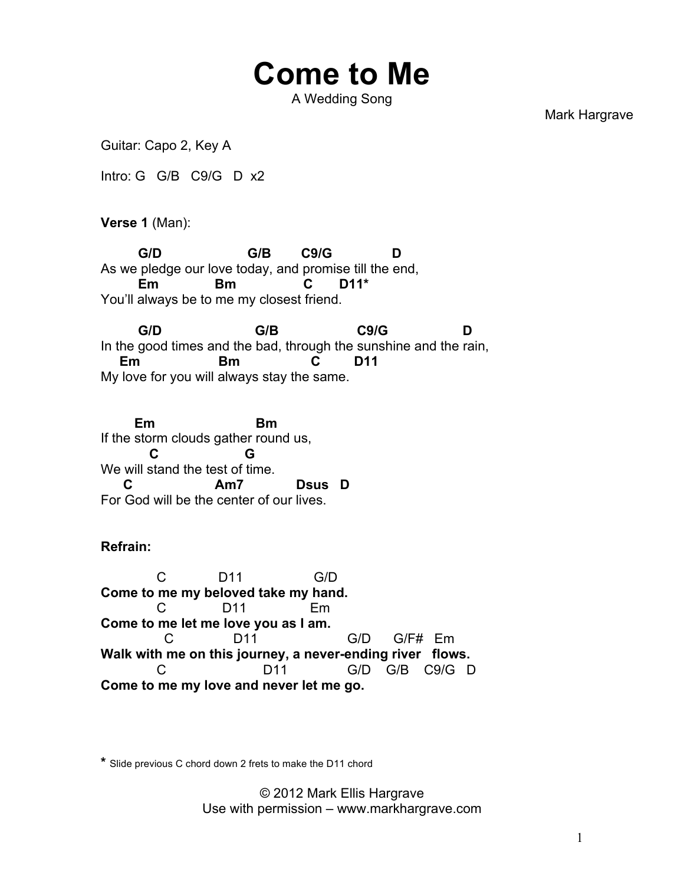# Come to Me

A Wedding Song

Mark Hargrave

Guitar: Capo 2, Key A

Intro: G   G/B   C9/G   D  x2

**Verse 1** (Man):

```
        G/D                      G/B        C9/G              D
As we pledge our love today, and promise till the end,
        Em              Bm              C       D11*
You'll always be to me my closest friend.

        G/D                        G/B                  C9/G                  D
In the good times and the bad, through the sunshine and the rain,
     Em                  Bm                 C        D11
My love for you will always stay the same.


       Em                        Bm
If the storm clouds gather round us,
          C                  G
We will stand the test of time.
     C                   Am7              Dsus   D
For God will be the center of our lives.
```

**Refrain:**

```
            C             D11                 G/D
Come to me my beloved take my hand.
            C              D11               Em
Come to me let me love you as I am.
              C               D11                       G/D      G/F#   Em
Walk with me on this journey, a never-ending river   flows.
            C                      D11                G/D    G/B    C9/G   D
Come to me my love and never let me go.
```

* Slide previous C chord down 2 frets to make the D11 chord

© 2012 Mark Ellis Hargrave
Use with permission – www.markhargrave.com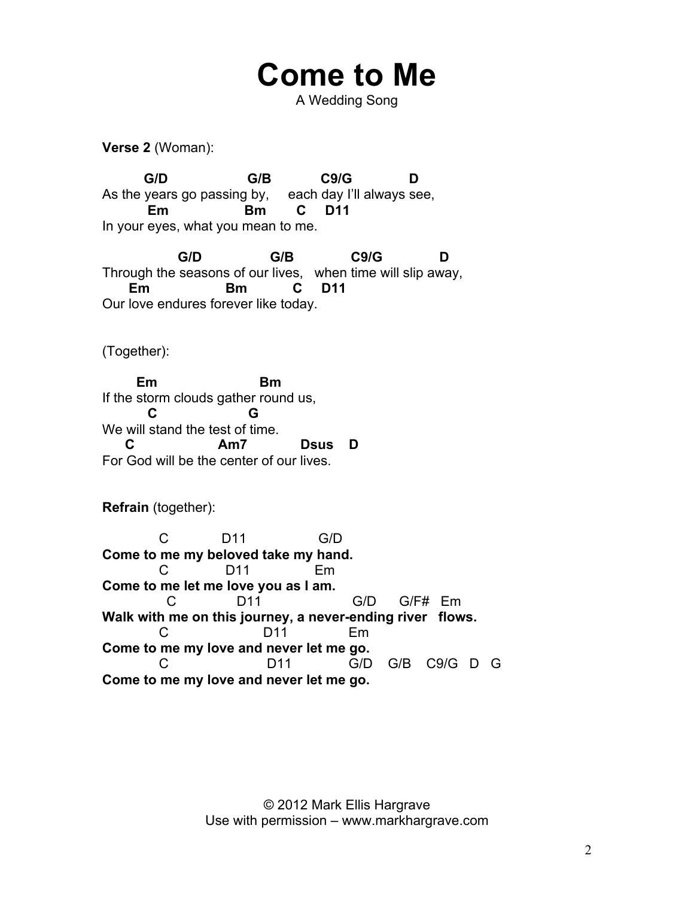# Come to Me

A Wedding Song

**Verse 2** (Woman):

```
         G/D                  G/B            C9/G             D
As the years go passing by,     each day I'll always see,
          Em                  Bm       C     D11
In your eyes, what you mean to me.

                 G/D                G/B              C9/G             D
Through the seasons of our lives,   when time will slip away,
       Em                   Bm           C     D11
Our love endures forever like today.
```

(Together):

```
       Em                       Bm
If the storm clouds gather round us,
          C                  G
We will stand the test of time.
     C                   Am7             Dsus    D
For God will be the center of our lives.
```

**Refrain** (together):

```
            C             D11                 G/D
Come to me my beloved take my hand.
            C              D11             Em
Come to me let me love you as I am.
              C              D11                     G/D      G/F#   Em
Walk with me on this journey, a never-ending river   flows.
            C                    D11              Em
Come to me my love and never let me go.
            C                     D11             G/D    G/B    C9/G   D   G
Come to me my love and never let me go.
```

© 2012 Mark Ellis Hargrave
Use with permission – www.markhargrave.com